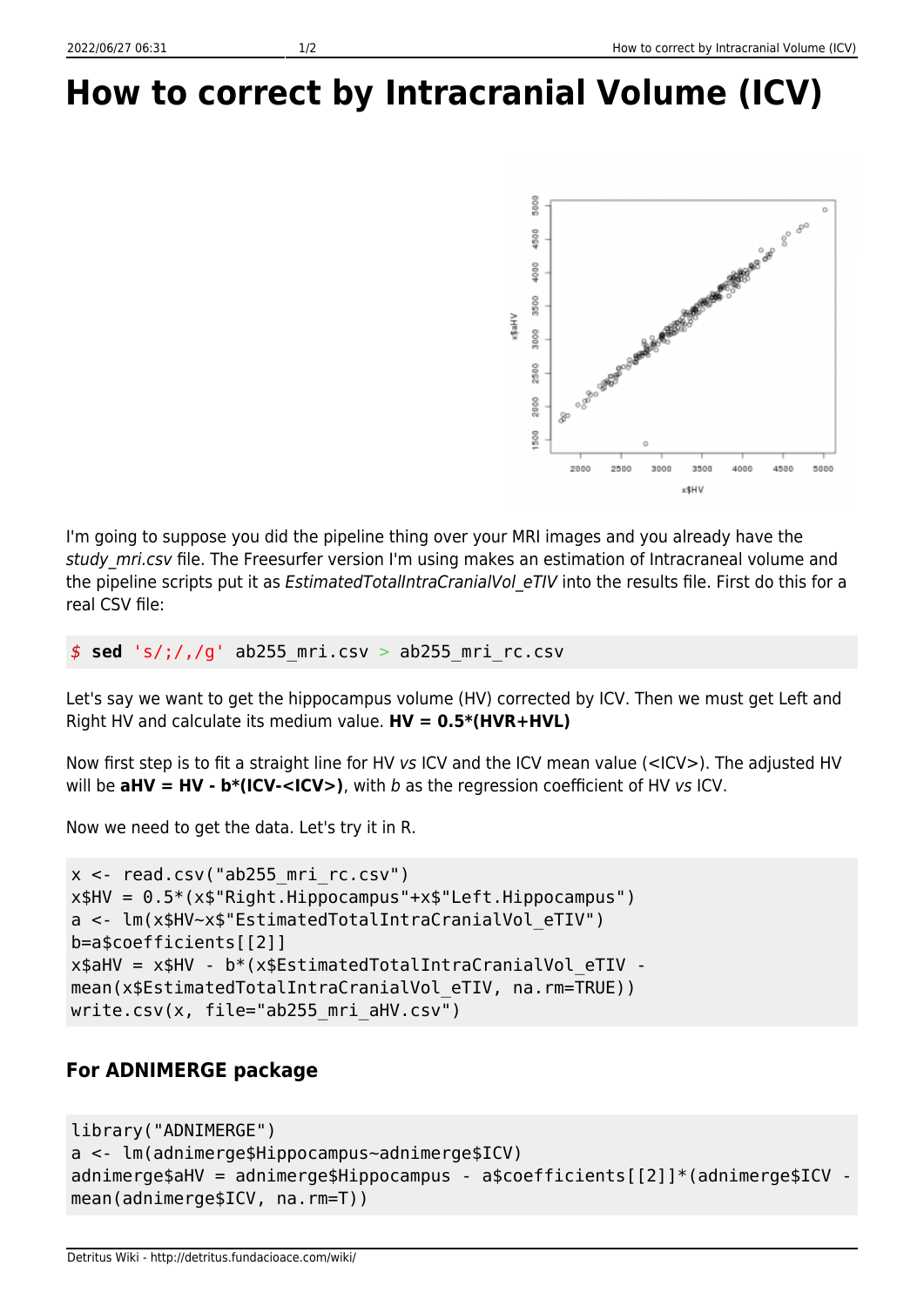# How to correct by Intracranial Volume (ICV)

x$aHV

5000
4500
4000
3500
3000
2500
2000
1500

2000 2500 3000 3500 4000 4500 5000

x$HV

I'm going to suppose you did the pipeline thing over your MRI images and you already have the *study_mri.csv* file. The Freesurfer version I'm using makes an estimation of Intracraneal volume and the pipeline scripts put it as *EstimatedTotalIntraCranialVol_eTIV* into the results file. First do this for a real CSV file:

```
$ sed 's/;/,/g' ab255_mri.csv > ab255_mri_rc.csv
```

Let's say we want to get the hippocampus volume (HV) corrected by ICV. Then we must get Left and Right HV and calculate its medium value. **HV = 0.5*(HVR+HVL)**

Now first step is to fit a straight line for HV *vs* ICV and the ICV mean value (<ICV>). The adjusted HV will be **aHV = HV - b*(ICV-<ICV>)**, with *b* as the regression coefficient of HV *vs* ICV.

Now we need to get the data. Let's try it in R.

```
x <- read.csv("ab255_mri_rc.csv")
x$HV = 0.5*(x$"Right.Hippocampus"+x$"Left.Hippocampus")
a <- lm(x$HV~x$"EstimatedTotalIntraCranialVol_eTIV")
b=a$coefficients[[2]]
x$aHV = x$HV - b*(x$EstimatedTotalIntraCranialVol_eTIV -
mean(x$EstimatedTotalIntraCranialVol_eTIV, na.rm=TRUE))
write.csv(x, file="ab255_mri_aHV.csv")
```

### For ADNIMERGE package

```
library("ADNIMERGE")
a <- lm(adnimerge$Hippocampus~adnimerge$ICV)
adnimerge$aHV = adnimerge$Hippocampus - a$coefficients[[2]]*(adnimerge$ICV -
mean(adnimerge$ICV, na.rm=T))
```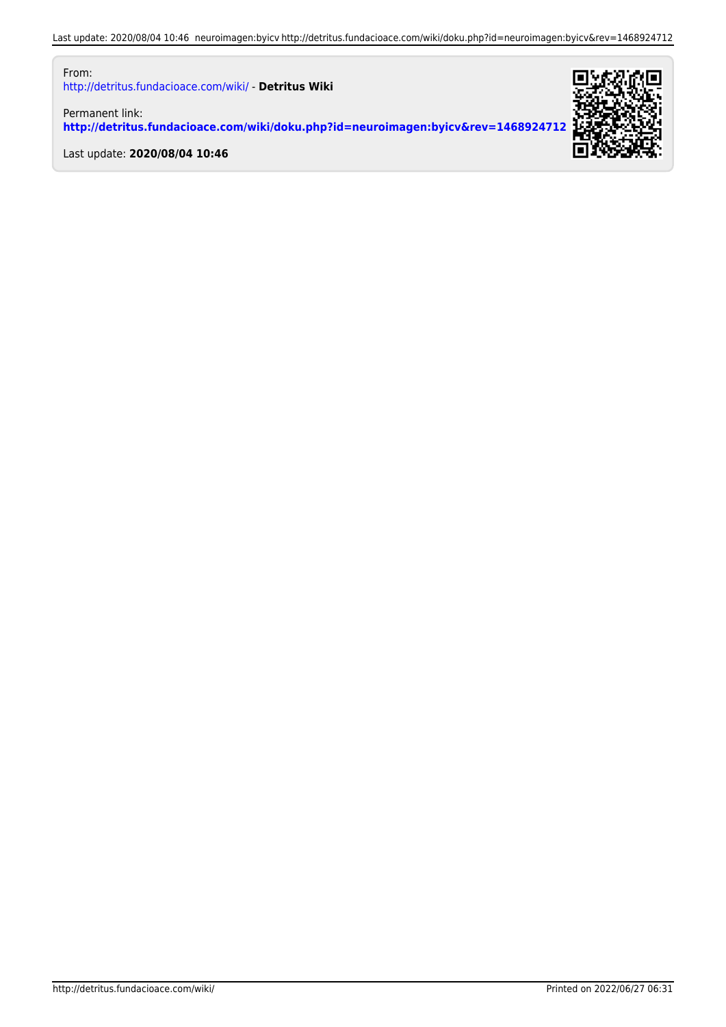From:
http://detritus.fundacioace.com/wiki/ - **Detritus Wiki**

Permanent link:
**http://detritus.fundacioace.com/wiki/doku.php?id=neuroimagen:byicv&rev=1468924712**

Last update: **2020/08/04 10:46**